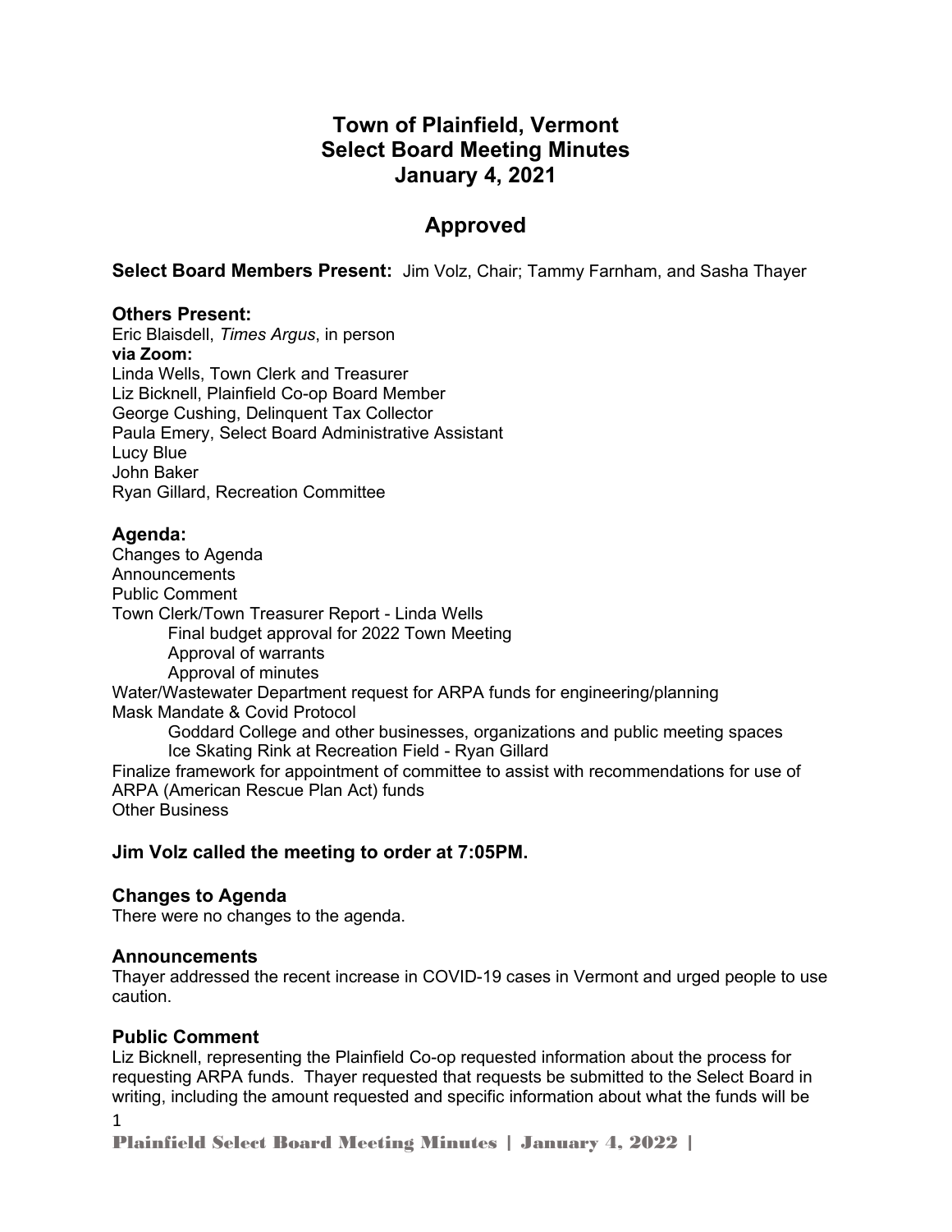# Town of Plainfield, Vermont
# Select Board Meeting Minutes
# January 4, 2021

## Approved

**Select Board Members Present:** Jim Volz, Chair; Tammy Farnham, and Sasha Thayer

### Others Present:

Eric Blaisdell, *Times Argus*, in person
**via Zoom:**
Linda Wells, Town Clerk and Treasurer
Liz Bicknell, Plainfield Co-op Board Member
George Cushing, Delinquent Tax Collector
Paula Emery, Select Board Administrative Assistant
Lucy Blue
John Baker
Ryan Gillard, Recreation Committee

### Agenda:

Changes to Agenda
Announcements
Public Comment
Town Clerk/Town Treasurer Report - Linda Wells
- Final budget approval for 2022 Town Meeting
- Approval of warrants
- Approval of minutes

Water/Wastewater Department request for ARPA funds for engineering/planning
Mask Mandate & Covid Protocol
- Goddard College and other businesses, organizations and public meeting spaces
- Ice Skating Rink at Recreation Field - Ryan Gillard

Finalize framework for appointment of committee to assist with recommendations for use of ARPA (American Rescue Plan Act) funds
Other Business

**Jim Volz called the meeting to order at 7:05PM.**

### Changes to Agenda

There were no changes to the agenda.

### Announcements

Thayer addressed the recent increase in COVID-19 cases in Vermont and urged people to use caution.

### Public Comment

Liz Bicknell, representing the Plainfield Co-op requested information about the process for requesting ARPA funds. Thayer requested that requests be submitted to the Select Board in writing, including the amount requested and specific information about what the funds will be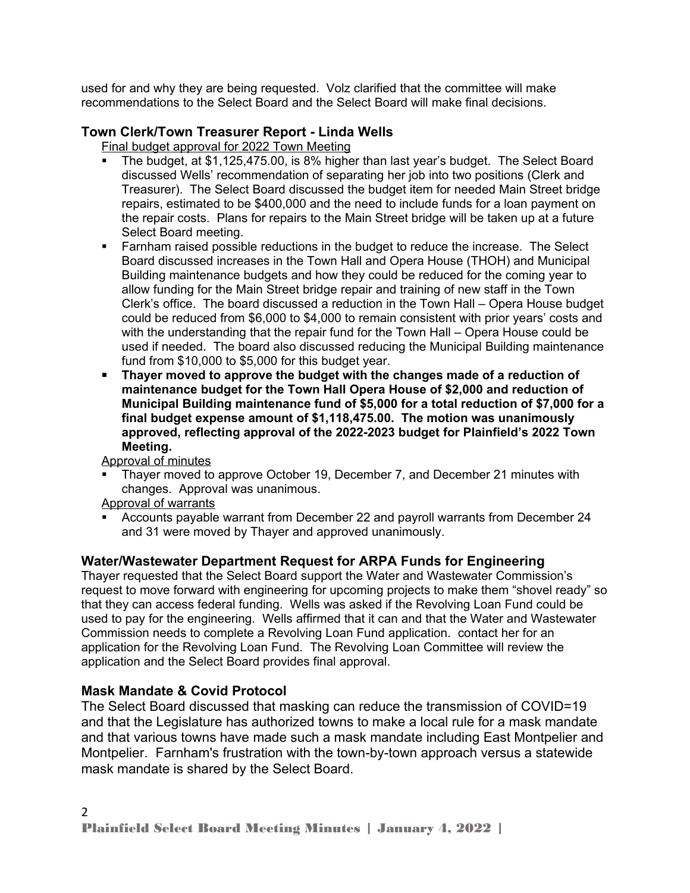used for and why they are being requested. Volz clarified that the committee will make recommendations to the Select Board and the Select Board will make final decisions.

### Town Clerk/Town Treasurer Report - Linda Wells

Final budget approval for 2022 Town Meeting

- The budget, at $1,125,475.00, is 8% higher than last year's budget. The Select Board discussed Wells' recommendation of separating her job into two positions (Clerk and Treasurer). The Select Board discussed the budget item for needed Main Street bridge repairs, estimated to be $400,000 and the need to include funds for a loan payment on the repair costs. Plans for repairs to the Main Street bridge will be taken up at a future Select Board meeting.
- Farnham raised possible reductions in the budget to reduce the increase. The Select Board discussed increases in the Town Hall and Opera House (THOH) and Municipal Building maintenance budgets and how they could be reduced for the coming year to allow funding for the Main Street bridge repair and training of new staff in the Town Clerk's office. The board discussed a reduction in the Town Hall – Opera House budget could be reduced from $6,000 to $4,000 to remain consistent with prior years' costs and with the understanding that the repair fund for the Town Hall – Opera House could be used if needed. The board also discussed reducing the Municipal Building maintenance fund from $10,000 to $5,000 for this budget year.
- **Thayer moved to approve the budget with the changes made of a reduction of maintenance budget for the Town Hall Opera House of $2,000 and reduction of Municipal Building maintenance fund of $5,000 for a total reduction of $7,000 for a final budget expense amount of $1,118,475.00. The motion was unanimously approved, reflecting approval of the 2022-2023 budget for Plainfield's 2022 Town Meeting.**

Approval of minutes

- Thayer moved to approve October 19, December 7, and December 21 minutes with changes. Approval was unanimous.

Approval of warrants

- Accounts payable warrant from December 22 and payroll warrants from December 24 and 31 were moved by Thayer and approved unanimously.

### Water/Wastewater Department Request for ARPA Funds for Engineering

Thayer requested that the Select Board support the Water and Wastewater Commission's request to move forward with engineering for upcoming projects to make them "shovel ready" so that they can access federal funding. Wells was asked if the Revolving Loan Fund could be used to pay for the engineering. Wells affirmed that it can and that the Water and Wastewater Commission needs to complete a Revolving Loan Fund application. contact her for an application for the Revolving Loan Fund. The Revolving Loan Committee will review the application and the Select Board provides final approval.

### Mask Mandate & Covid Protocol

The Select Board discussed that masking can reduce the transmission of COVID=19 and that the Legislature has authorized towns to make a local rule for a mask mandate and that various towns have made such a mask mandate including East Montpelier and Montpelier. Farnham's frustration with the town-by-town approach versus a statewide mask mandate is shared by the Select Board.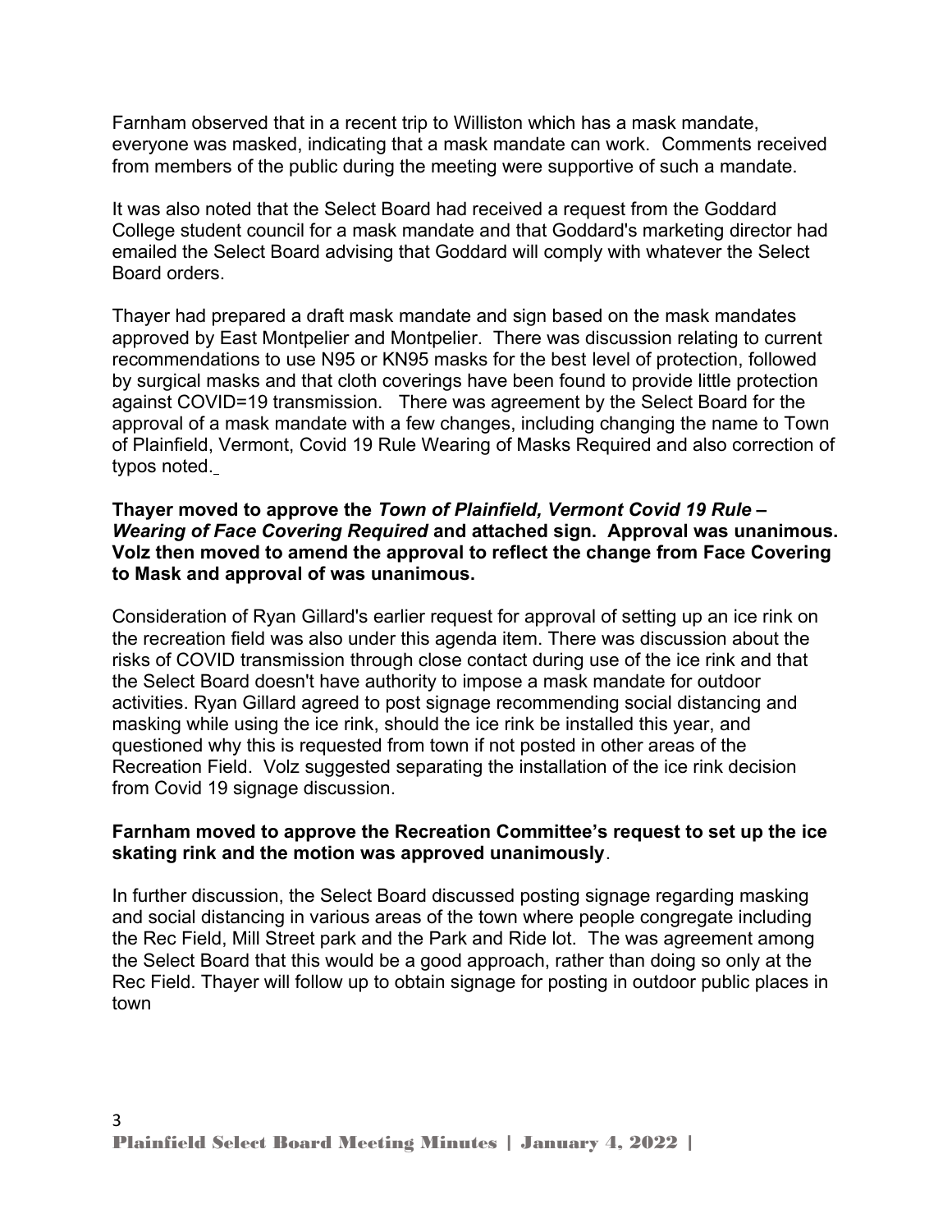Farnham observed that in a recent trip to Williston which has a mask mandate, everyone was masked, indicating that a mask mandate can work. Comments received from members of the public during the meeting were supportive of such a mandate.

It was also noted that the Select Board had received a request from the Goddard College student council for a mask mandate and that Goddard's marketing director had emailed the Select Board advising that Goddard will comply with whatever the Select Board orders.

Thayer had prepared a draft mask mandate and sign based on the mask mandates approved by East Montpelier and Montpelier. There was discussion relating to current recommendations to use N95 or KN95 masks for the best level of protection, followed by surgical masks and that cloth coverings have been found to provide little protection against COVID=19 transmission. There was agreement by the Select Board for the approval of a mask mandate with a few changes, including changing the name to Town of Plainfield, Vermont, Covid 19 Rule Wearing of Masks Required and also correction of typos noted.

**Thayer moved to approve the *Town of Plainfield, Vermont Covid 19 Rule – Wearing of Face Covering Required* and attached sign. Approval was unanimous. Volz then moved to amend the approval to reflect the change from Face Covering to Mask and approval of was unanimous.**

Consideration of Ryan Gillard's earlier request for approval of setting up an ice rink on the recreation field was also under this agenda item. There was discussion about the risks of COVID transmission through close contact during use of the ice rink and that the Select Board doesn't have authority to impose a mask mandate for outdoor activities. Ryan Gillard agreed to post signage recommending social distancing and masking while using the ice rink, should the ice rink be installed this year, and questioned why this is requested from town if not posted in other areas of the Recreation Field. Volz suggested separating the installation of the ice rink decision from Covid 19 signage discussion.

**Farnham moved to approve the Recreation Committee's request to set up the ice skating rink and the motion was approved unanimously**.

In further discussion, the Select Board discussed posting signage regarding masking and social distancing in various areas of the town where people congregate including the Rec Field, Mill Street park and the Park and Ride lot. The was agreement among the Select Board that this would be a good approach, rather than doing so only at the Rec Field. Thayer will follow up to obtain signage for posting in outdoor public places in town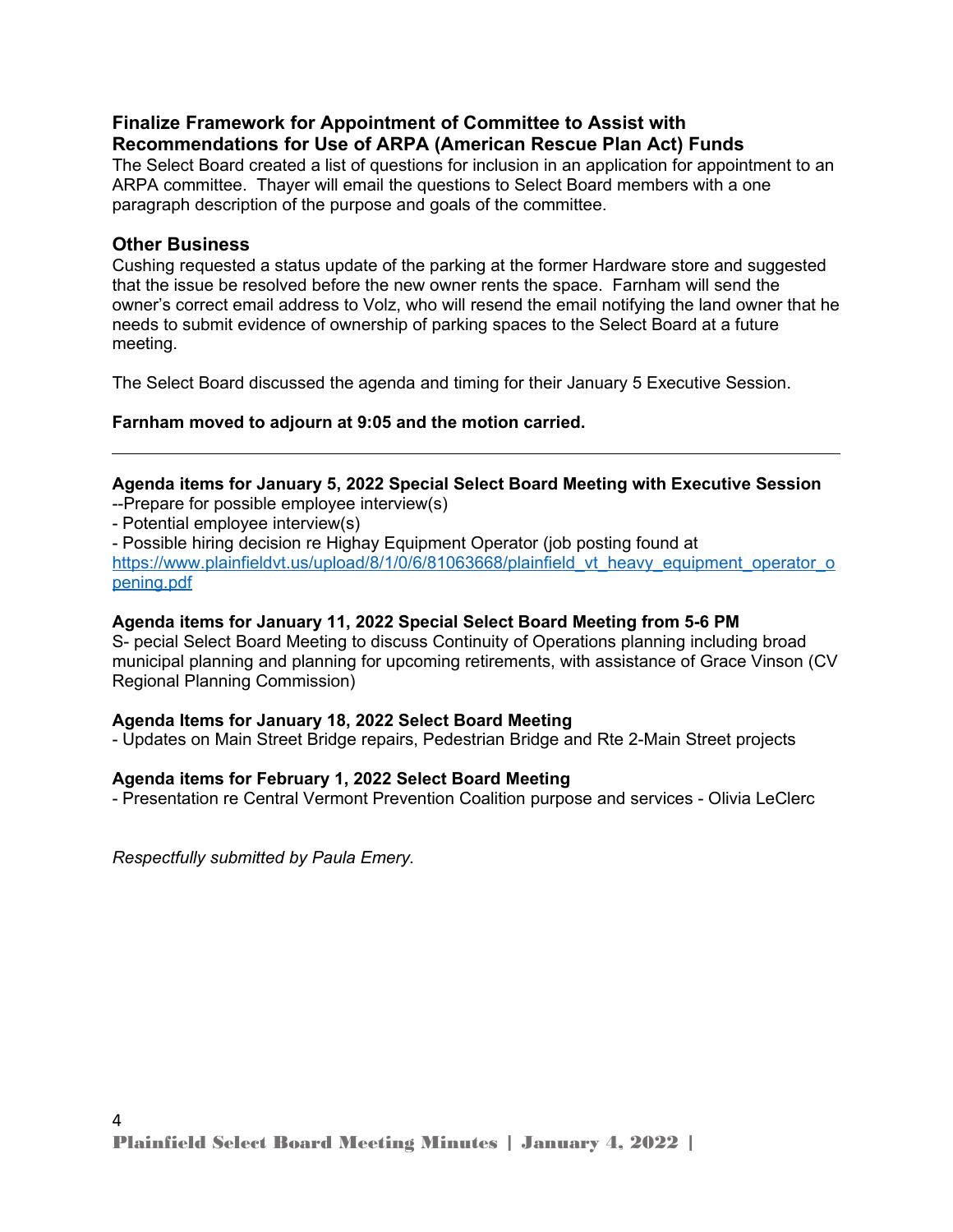### Finalize Framework for Appointment of Committee to Assist with Recommendations for Use of ARPA (American Rescue Plan Act) Funds

The Select Board created a list of questions for inclusion in an application for appointment to an ARPA committee. Thayer will email the questions to Select Board members with a one paragraph description of the purpose and goals of the committee.

### Other Business

Cushing requested a status update of the parking at the former Hardware store and suggested that the issue be resolved before the new owner rents the space. Farnham will send the owner's correct email address to Volz, who will resend the email notifying the land owner that he needs to submit evidence of ownership of parking spaces to the Select Board at a future meeting.

The Select Board discussed the agenda and timing for their January 5 Executive Session.

**Farnham moved to adjourn at 9:05 and the motion carried.**

---

**Agenda items for January 5, 2022 Special Select Board Meeting with Executive Session**

--Prepare for possible employee interview(s)
- Potential employee interview(s)
- Possible hiring decision re Highay Equipment Operator (job posting found at https://www.plainfieldvt.us/upload/8/1/0/6/81063668/plainfield_vt_heavy_equipment_operator_opening.pdf

**Agenda items for January 11, 2022 Special Select Board Meeting from 5-6 PM**

S- pecial Select Board Meeting to discuss Continuity of Operations planning including broad municipal planning and planning for upcoming retirements, with assistance of Grace Vinson (CV Regional Planning Commission)

**Agenda Items for January 18, 2022 Select Board Meeting**

- Updates on Main Street Bridge repairs, Pedestrian Bridge and Rte 2-Main Street projects

**Agenda items for February 1, 2022 Select Board Meeting**

- Presentation re Central Vermont Prevention Coalition purpose and services - Olivia LeClerc

*Respectfully submitted by Paula Emery.*